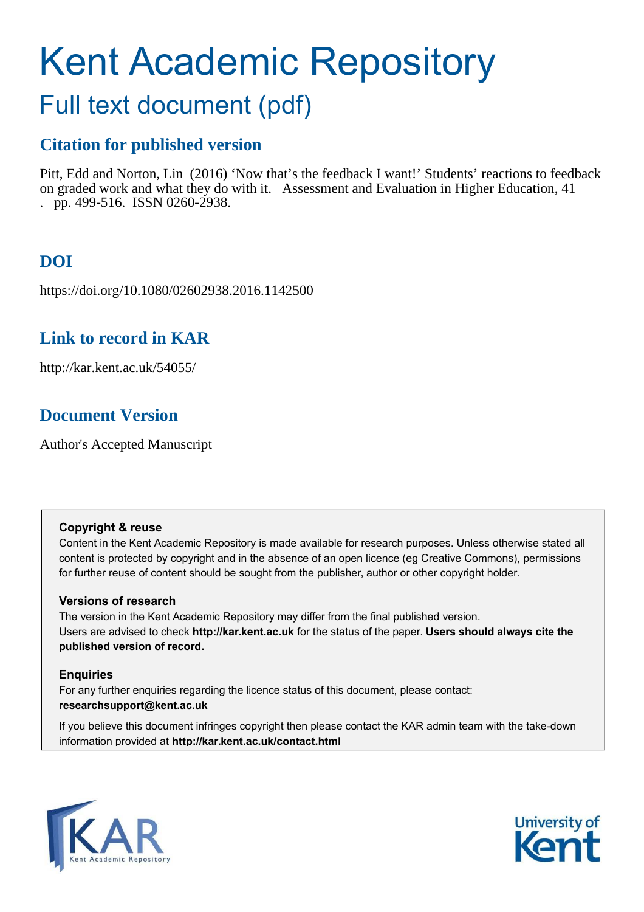# Kent Academic Repository

## Full text document (pdf)

### Citation for published version

Pitt, Edd and Norton, Lin (2016) 'Now that's the feedback I want!' Students' reactions to feedback on graded work and what they do with it. Assessment and Evaluation in Higher Education, 41 . pp. 499-516. ISSN 0260-2938.

### DOI

https://doi.org/10.1080/02602938.2016.1142500

### Link to record in KAR

http://kar.kent.ac.uk/54055/

### Document Version

Author's Accepted Manuscript

**Copyright & reuse**

Content in the Kent Academic Repository is made available for research purposes. Unless otherwise stated all content is protected by copyright and in the absence of an open licence (eg Creative Commons), permissions for further reuse of content should be sought from the publisher, author or other copyright holder.

**Versions of research**

The version in the Kent Academic Repository may differ from the final published version. Users are advised to check **http://kar.kent.ac.uk** for the status of the paper. **Users should always cite the published version of record.**

**Enquiries**

For any further enquiries regarding the licence status of this document, please contact: **researchsupport@kent.ac.uk**

If you believe this document infringes copyright then please contact the KAR admin team with the take-down information provided at **http://kar.kent.ac.uk/contact.html**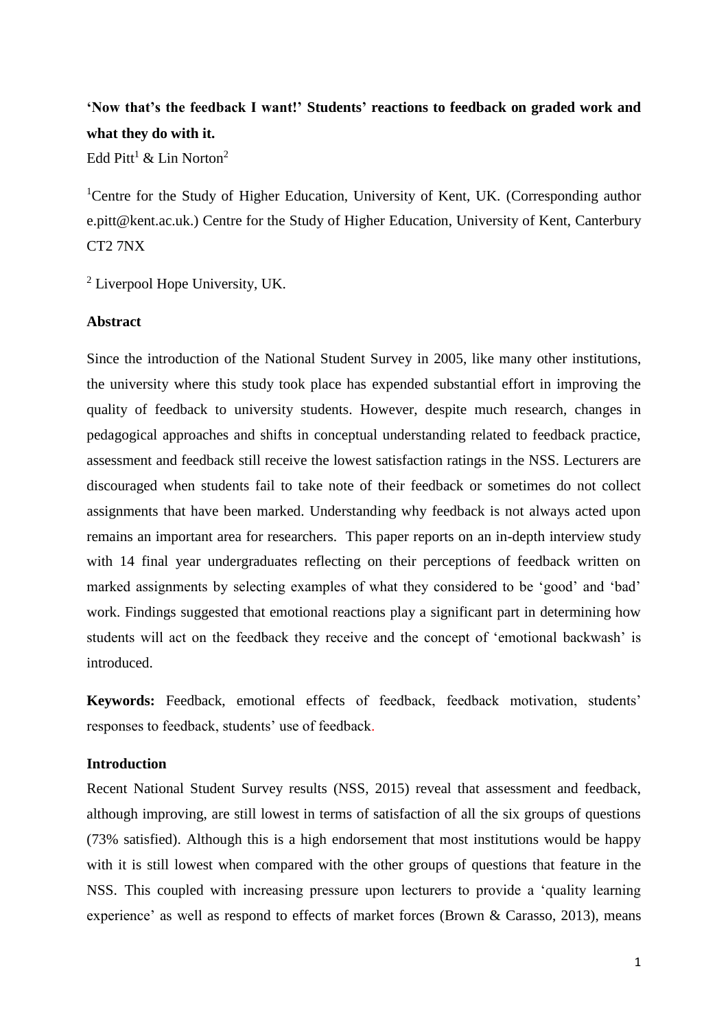**'Now that's the feedback I want!' Students' reactions to feedback on graded work and what they do with it.**

Edd Pitt[1] & Lin Norton[2]

[1]Centre for the Study of Higher Education, University of Kent, UK. (Corresponding author e.pitt@kent.ac.uk.) Centre for the Study of Higher Education, University of Kent, Canterbury CT2 7NX

[2] Liverpool Hope University, UK.

**Abstract**

Since the introduction of the National Student Survey in 2005, like many other institutions, the university where this study took place has expended substantial effort in improving the quality of feedback to university students. However, despite much research, changes in pedagogical approaches and shifts in conceptual understanding related to feedback practice, assessment and feedback still receive the lowest satisfaction ratings in the NSS. Lecturers are discouraged when students fail to take note of their feedback or sometimes do not collect assignments that have been marked. Understanding why feedback is not always acted upon remains an important area for researchers. This paper reports on an in-depth interview study with 14 final year undergraduates reflecting on their perceptions of feedback written on marked assignments by selecting examples of what they considered to be 'good' and 'bad' work. Findings suggested that emotional reactions play a significant part in determining how students will act on the feedback they receive and the concept of 'emotional backwash' is introduced.

**Keywords:** Feedback, emotional effects of feedback, feedback motivation, students' responses to feedback, students' use of feedback.

**Introduction**

Recent National Student Survey results (NSS, 2015) reveal that assessment and feedback, although improving, are still lowest in terms of satisfaction of all the six groups of questions (73% satisfied). Although this is a high endorsement that most institutions would be happy with it is still lowest when compared with the other groups of questions that feature in the NSS. This coupled with increasing pressure upon lecturers to provide a 'quality learning experience' as well as respond to effects of market forces (Brown & Carasso, 2013), means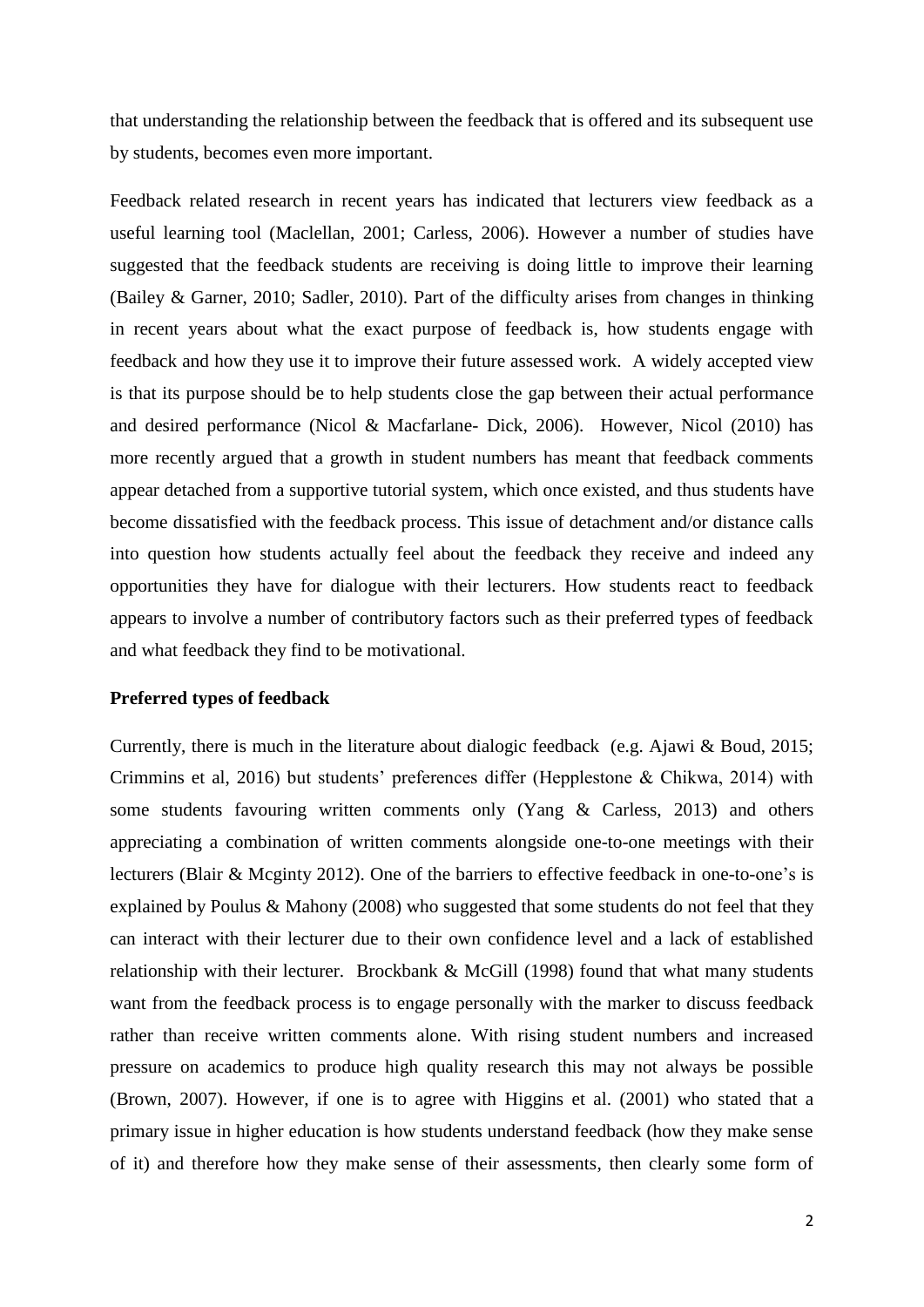that understanding the relationship between the feedback that is offered and its subsequent use by students, becomes even more important.

Feedback related research in recent years has indicated that lecturers view feedback as a useful learning tool (Maclellan, 2001; Carless, 2006). However a number of studies have suggested that the feedback students are receiving is doing little to improve their learning (Bailey & Garner, 2010; Sadler, 2010). Part of the difficulty arises from changes in thinking in recent years about what the exact purpose of feedback is, how students engage with feedback and how they use it to improve their future assessed work. A widely accepted view is that its purpose should be to help students close the gap between their actual performance and desired performance (Nicol & Macfarlane- Dick, 2006). However, Nicol (2010) has more recently argued that a growth in student numbers has meant that feedback comments appear detached from a supportive tutorial system, which once existed, and thus students have become dissatisfied with the feedback process. This issue of detachment and/or distance calls into question how students actually feel about the feedback they receive and indeed any opportunities they have for dialogue with their lecturers. How students react to feedback appears to involve a number of contributory factors such as their preferred types of feedback and what feedback they find to be motivational.

**Preferred types of feedback**

Currently, there is much in the literature about dialogic feedback (e.g. Ajawi & Boud, 2015; Crimmins et al, 2016) but students' preferences differ (Hepplestone & Chikwa, 2014) with some students favouring written comments only (Yang & Carless, 2013) and others appreciating a combination of written comments alongside one-to-one meetings with their lecturers (Blair & Mcginty 2012). One of the barriers to effective feedback in one-to-one's is explained by Poulus & Mahony (2008) who suggested that some students do not feel that they can interact with their lecturer due to their own confidence level and a lack of established relationship with their lecturer. Brockbank & McGill (1998) found that what many students want from the feedback process is to engage personally with the marker to discuss feedback rather than receive written comments alone. With rising student numbers and increased pressure on academics to produce high quality research this may not always be possible (Brown, 2007). However, if one is to agree with Higgins et al. (2001) who stated that a primary issue in higher education is how students understand feedback (how they make sense of it) and therefore how they make sense of their assessments, then clearly some form of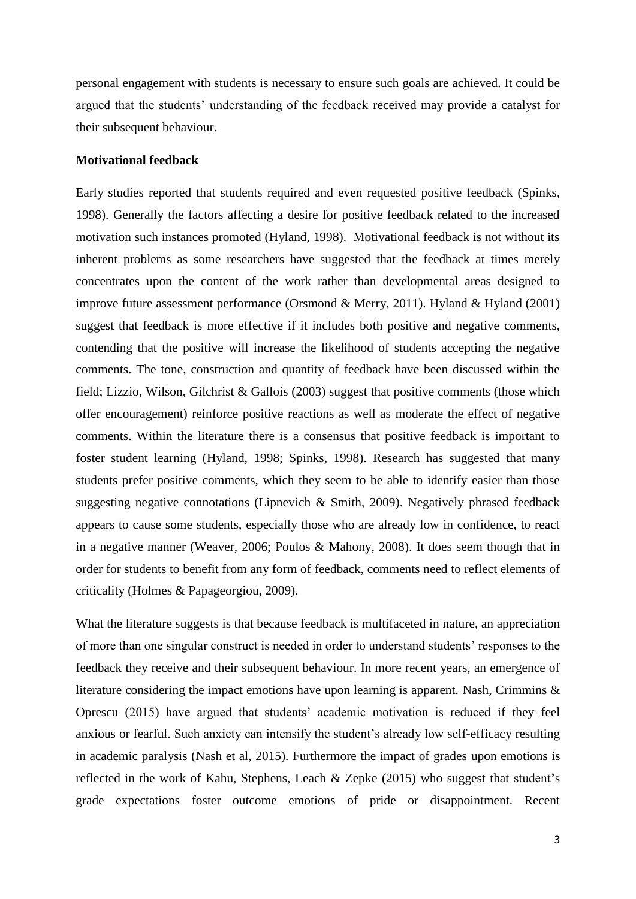personal engagement with students is necessary to ensure such goals are achieved. It could be argued that the students' understanding of the feedback received may provide a catalyst for their subsequent behaviour.

**Motivational feedback**

Early studies reported that students required and even requested positive feedback (Spinks, 1998). Generally the factors affecting a desire for positive feedback related to the increased motivation such instances promoted (Hyland, 1998). Motivational feedback is not without its inherent problems as some researchers have suggested that the feedback at times merely concentrates upon the content of the work rather than developmental areas designed to improve future assessment performance (Orsmond & Merry, 2011). Hyland & Hyland (2001) suggest that feedback is more effective if it includes both positive and negative comments, contending that the positive will increase the likelihood of students accepting the negative comments. The tone, construction and quantity of feedback have been discussed within the field; Lizzio, Wilson, Gilchrist & Gallois (2003) suggest that positive comments (those which offer encouragement) reinforce positive reactions as well as moderate the effect of negative comments. Within the literature there is a consensus that positive feedback is important to foster student learning (Hyland, 1998; Spinks, 1998). Research has suggested that many students prefer positive comments, which they seem to be able to identify easier than those suggesting negative connotations (Lipnevich & Smith, 2009). Negatively phrased feedback appears to cause some students, especially those who are already low in confidence, to react in a negative manner (Weaver, 2006; Poulos & Mahony, 2008). It does seem though that in order for students to benefit from any form of feedback, comments need to reflect elements of criticality (Holmes & Papageorgiou, 2009).

What the literature suggests is that because feedback is multifaceted in nature, an appreciation of more than one singular construct is needed in order to understand students' responses to the feedback they receive and their subsequent behaviour. In more recent years, an emergence of literature considering the impact emotions have upon learning is apparent. Nash, Crimmins & Oprescu (2015) have argued that students' academic motivation is reduced if they feel anxious or fearful. Such anxiety can intensify the student's already low self-efficacy resulting in academic paralysis (Nash et al, 2015). Furthermore the impact of grades upon emotions is reflected in the work of Kahu, Stephens, Leach & Zepke (2015) who suggest that student's grade expectations foster outcome emotions of pride or disappointment. Recent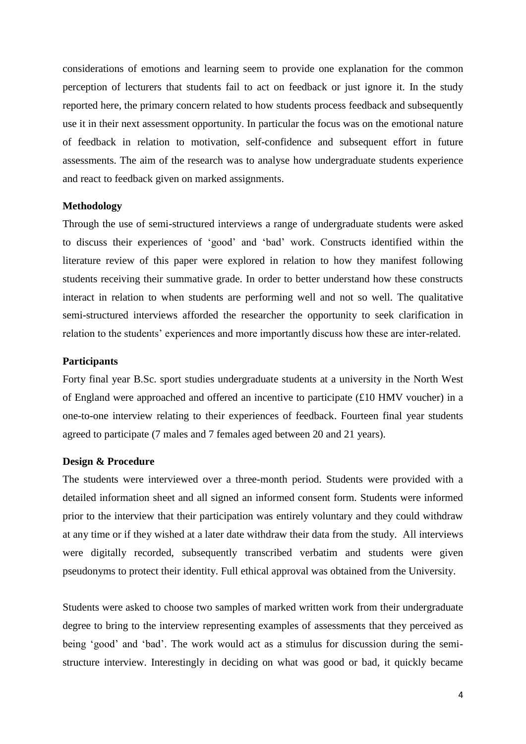considerations of emotions and learning seem to provide one explanation for the common perception of lecturers that students fail to act on feedback or just ignore it. In the study reported here, the primary concern related to how students process feedback and subsequently use it in their next assessment opportunity. In particular the focus was on the emotional nature of feedback in relation to motivation, self-confidence and subsequent effort in future assessments. The aim of the research was to analyse how undergraduate students experience and react to feedback given on marked assignments.

**Methodology**

Through the use of semi-structured interviews a range of undergraduate students were asked to discuss their experiences of 'good' and 'bad' work. Constructs identified within the literature review of this paper were explored in relation to how they manifest following students receiving their summative grade. In order to better understand how these constructs interact in relation to when students are performing well and not so well. The qualitative semi-structured interviews afforded the researcher the opportunity to seek clarification in relation to the students' experiences and more importantly discuss how these are inter-related.

**Participants**

Forty final year B.Sc. sport studies undergraduate students at a university in the North West of England were approached and offered an incentive to participate (£10 HMV voucher) in a one-to-one interview relating to their experiences of feedback. Fourteen final year students agreed to participate (7 males and 7 females aged between 20 and 21 years).

**Design & Procedure**

The students were interviewed over a three-month period. Students were provided with a detailed information sheet and all signed an informed consent form. Students were informed prior to the interview that their participation was entirely voluntary and they could withdraw at any time or if they wished at a later date withdraw their data from the study. All interviews were digitally recorded, subsequently transcribed verbatim and students were given pseudonyms to protect their identity. Full ethical approval was obtained from the University.

Students were asked to choose two samples of marked written work from their undergraduate degree to bring to the interview representing examples of assessments that they perceived as being 'good' and 'bad'. The work would act as a stimulus for discussion during the semi-structure interview. Interestingly in deciding on what was good or bad, it quickly became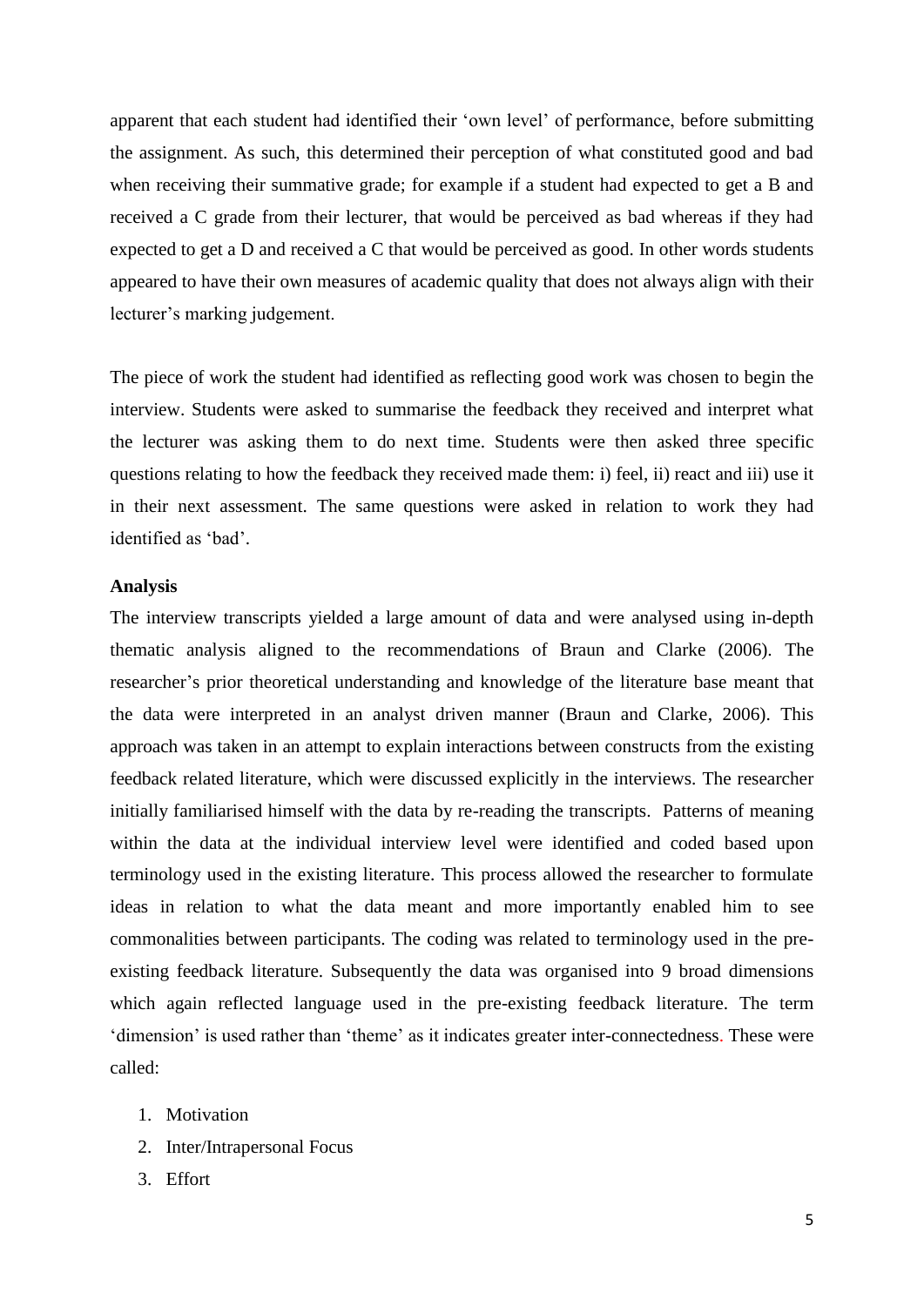apparent that each student had identified their 'own level' of performance, before submitting the assignment. As such, this determined their perception of what constituted good and bad when receiving their summative grade; for example if a student had expected to get a B and received a C grade from their lecturer, that would be perceived as bad whereas if they had expected to get a D and received a C that would be perceived as good. In other words students appeared to have their own measures of academic quality that does not always align with their lecturer's marking judgement.

The piece of work the student had identified as reflecting good work was chosen to begin the interview. Students were asked to summarise the feedback they received and interpret what the lecturer was asking them to do next time. Students were then asked three specific questions relating to how the feedback they received made them: i) feel, ii) react and iii) use it in their next assessment. The same questions were asked in relation to work they had identified as 'bad'.

**Analysis**

The interview transcripts yielded a large amount of data and were analysed using in-depth thematic analysis aligned to the recommendations of Braun and Clarke (2006). The researcher's prior theoretical understanding and knowledge of the literature base meant that the data were interpreted in an analyst driven manner (Braun and Clarke, 2006). This approach was taken in an attempt to explain interactions between constructs from the existing feedback related literature, which were discussed explicitly in the interviews. The researcher initially familiarised himself with the data by re-reading the transcripts. Patterns of meaning within the data at the individual interview level were identified and coded based upon terminology used in the existing literature. This process allowed the researcher to formulate ideas in relation to what the data meant and more importantly enabled him to see commonalities between participants. The coding was related to terminology used in the pre-existing feedback literature. Subsequently the data was organised into 9 broad dimensions which again reflected language used in the pre-existing feedback literature. The term 'dimension' is used rather than 'theme' as it indicates greater inter-connectedness. These were called:

1. Motivation
2. Inter/Intrapersonal Focus
3. Effort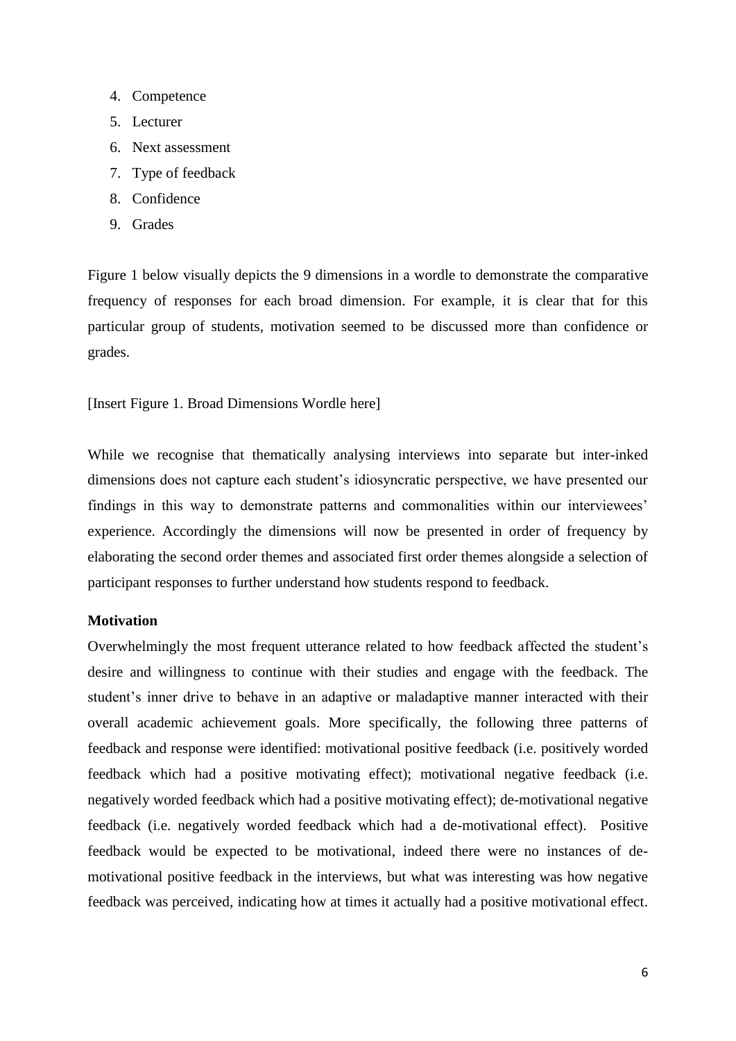4. Competence
5. Lecturer
6. Next assessment
7. Type of feedback
8. Confidence
9. Grades

Figure 1 below visually depicts the 9 dimensions in a wordle to demonstrate the comparative frequency of responses for each broad dimension. For example, it is clear that for this particular group of students, motivation seemed to be discussed more than confidence or grades.

[Insert Figure 1. Broad Dimensions Wordle here]

While we recognise that thematically analysing interviews into separate but inter-inked dimensions does not capture each student's idiosyncratic perspective, we have presented our findings in this way to demonstrate patterns and commonalities within our interviewees' experience. Accordingly the dimensions will now be presented in order of frequency by elaborating the second order themes and associated first order themes alongside a selection of participant responses to further understand how students respond to feedback.

**Motivation**

Overwhelmingly the most frequent utterance related to how feedback affected the student's desire and willingness to continue with their studies and engage with the feedback. The student's inner drive to behave in an adaptive or maladaptive manner interacted with their overall academic achievement goals. More specifically, the following three patterns of feedback and response were identified: motivational positive feedback (i.e. positively worded feedback which had a positive motivating effect); motivational negative feedback (i.e. negatively worded feedback which had a positive motivating effect); de-motivational negative feedback (i.e. negatively worded feedback which had a de-motivational effect). Positive feedback would be expected to be motivational, indeed there were no instances of de-motivational positive feedback in the interviews, but what was interesting was how negative feedback was perceived, indicating how at times it actually had a positive motivational effect.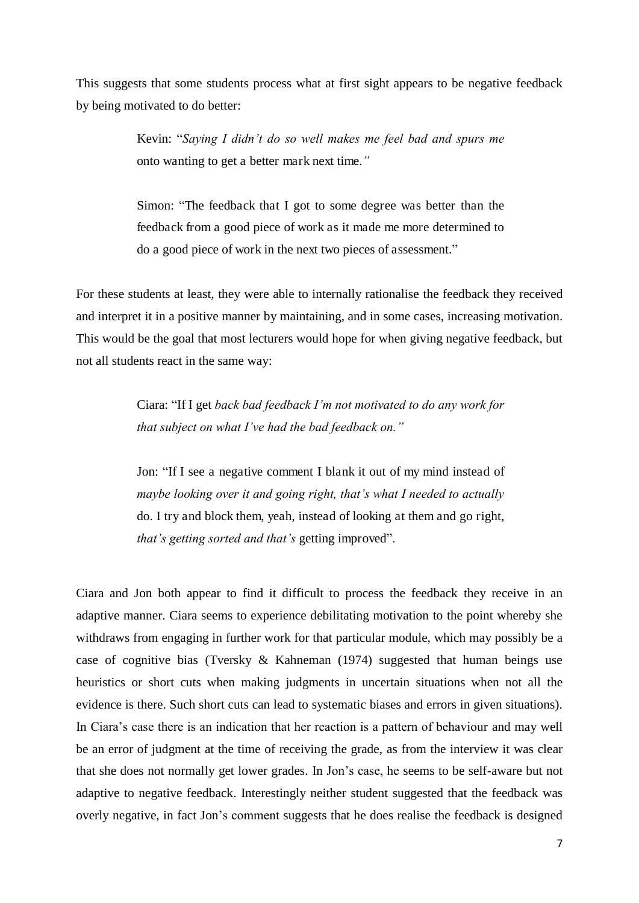This suggests that some students process what at first sight appears to be negative feedback by being motivated to do better:

> Kevin: "*Saying I didn't do so well makes me feel bad and spurs me* onto wanting to get a better mark next time.*"*
>
> Simon: "The feedback that I got to some degree was better than the feedback from a good piece of work as it made me more determined to do a good piece of work in the next two pieces of assessment."

For these students at least, they were able to internally rationalise the feedback they received and interpret it in a positive manner by maintaining, and in some cases, increasing motivation. This would be the goal that most lecturers would hope for when giving negative feedback, but not all students react in the same way:

> Ciara: "If I get *back bad feedback I'm not motivated to do any work for that subject on what I've had the bad feedback on."*
>
> Jon: "If I see a negative comment I blank it out of my mind instead of *maybe looking over it and going right, that's what I needed to actually* do. I try and block them, yeah, instead of looking at them and go right, *that's getting sorted and that's* getting improved".

Ciara and Jon both appear to find it difficult to process the feedback they receive in an adaptive manner. Ciara seems to experience debilitating motivation to the point whereby she withdraws from engaging in further work for that particular module, which may possibly be a case of cognitive bias (Tversky & Kahneman (1974) suggested that human beings use heuristics or short cuts when making judgments in uncertain situations when not all the evidence is there. Such short cuts can lead to systematic biases and errors in given situations). In Ciara's case there is an indication that her reaction is a pattern of behaviour and may well be an error of judgment at the time of receiving the grade, as from the interview it was clear that she does not normally get lower grades. In Jon's case, he seems to be self-aware but not adaptive to negative feedback. Interestingly neither student suggested that the feedback was overly negative, in fact Jon's comment suggests that he does realise the feedback is designed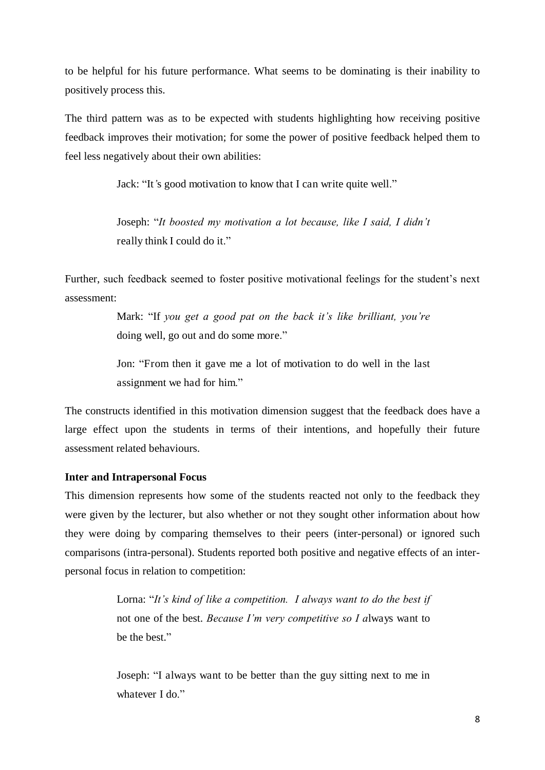to be helpful for his future performance. What seems to be dominating is their inability to positively process this.

The third pattern was as to be expected with students highlighting how receiving positive feedback improves their motivation; for some the power of positive feedback helped them to feel less negatively about their own abilities:

> Jack: "It's good motivation to know that I can write quite well."
>
> Joseph: "*It boosted my motivation a lot because, like I said, I didn't* really think I could do it."

Further, such feedback seemed to foster positive motivational feelings for the student's next assessment:

> Mark: "If *you get a good pat on the back it's like brilliant, you're* doing well, go out and do some more."
>
> Jon: "From then it gave me a lot of motivation to do well in the last assignment we had for him."

The constructs identified in this motivation dimension suggest that the feedback does have a large effect upon the students in terms of their intentions, and hopefully their future assessment related behaviours.

**Inter and Intrapersonal Focus**

This dimension represents how some of the students reacted not only to the feedback they were given by the lecturer, but also whether or not they sought other information about how they were doing by comparing themselves to their peers (inter-personal) or ignored such comparisons (intra-personal). Students reported both positive and negative effects of an inter-personal focus in relation to competition:

> Lorna: "*It's kind of like a competition. I always want to do the best if* not one of the best. *Because I'm very competitive so I a*lways want to be the best."
>
> Joseph: "I always want to be better than the guy sitting next to me in whatever I do."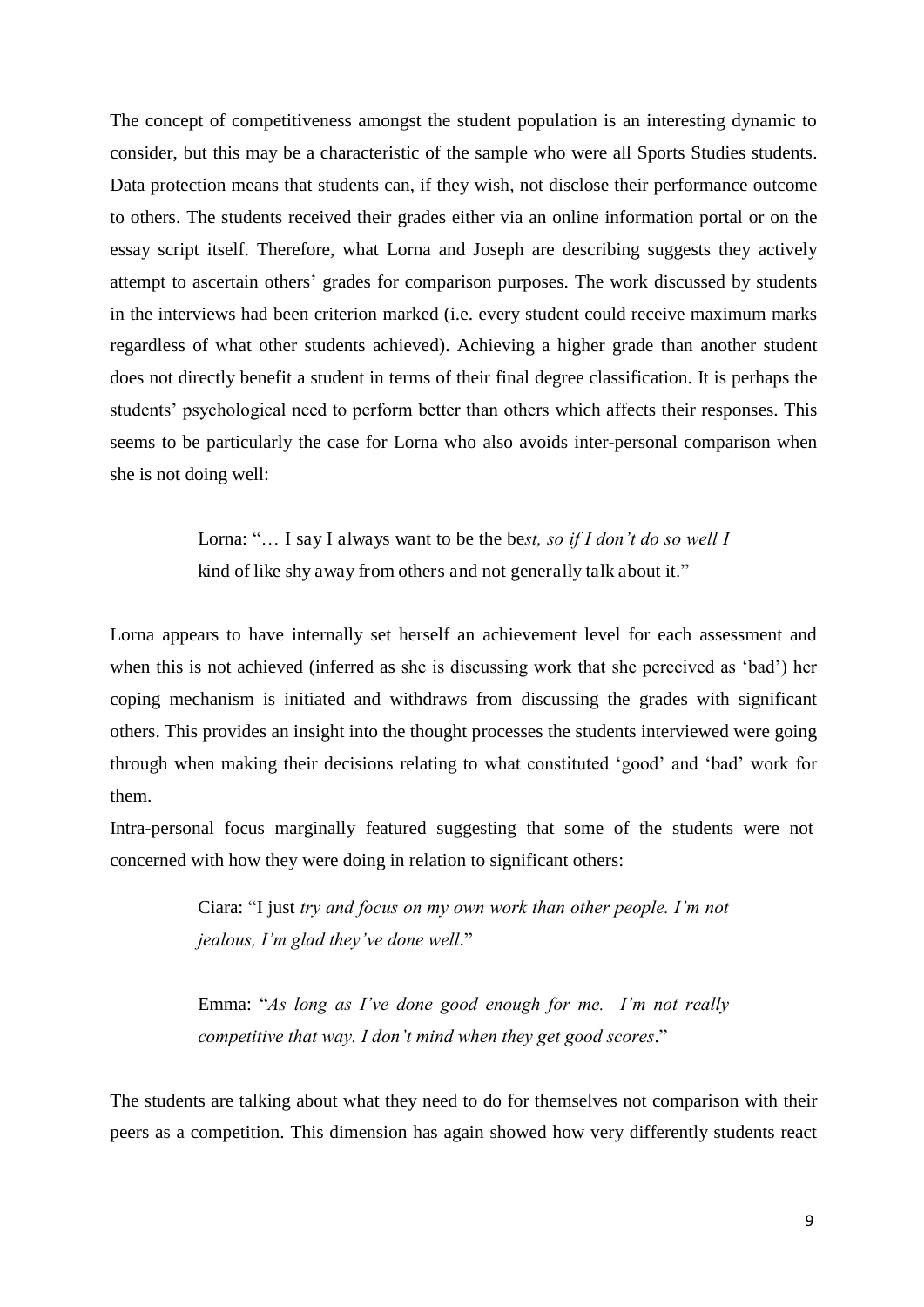The concept of competitiveness amongst the student population is an interesting dynamic to consider, but this may be a characteristic of the sample who were all Sports Studies students. Data protection means that students can, if they wish, not disclose their performance outcome to others. The students received their grades either via an online information portal or on the essay script itself. Therefore, what Lorna and Joseph are describing suggests they actively attempt to ascertain others' grades for comparison purposes. The work discussed by students in the interviews had been criterion marked (i.e. every student could receive maximum marks regardless of what other students achieved). Achieving a higher grade than another student does not directly benefit a student in terms of their final degree classification. It is perhaps the students' psychological need to perform better than others which affects their responses. This seems to be particularly the case for Lorna who also avoids inter-personal comparison when she is not doing well:

> Lorna: "… I say I always want to be the be*st, so if I don't do so well I* kind of like shy away from others and not generally talk about it."

Lorna appears to have internally set herself an achievement level for each assessment and when this is not achieved (inferred as she is discussing work that she perceived as 'bad') her coping mechanism is initiated and withdraws from discussing the grades with significant others. This provides an insight into the thought processes the students interviewed were going through when making their decisions relating to what constituted 'good' and 'bad' work for them.

Intra-personal focus marginally featured suggesting that some of the students were not concerned with how they were doing in relation to significant others:

> Ciara: "I just *try and focus on my own work than other people. I'm not jealous, I'm glad they've done well*."

> Emma: "*As long as I've done good enough for me. I'm not really competitive that way. I don't mind when they get good scores*."

The students are talking about what they need to do for themselves not comparison with their peers as a competition. This dimension has again showed how very differently students react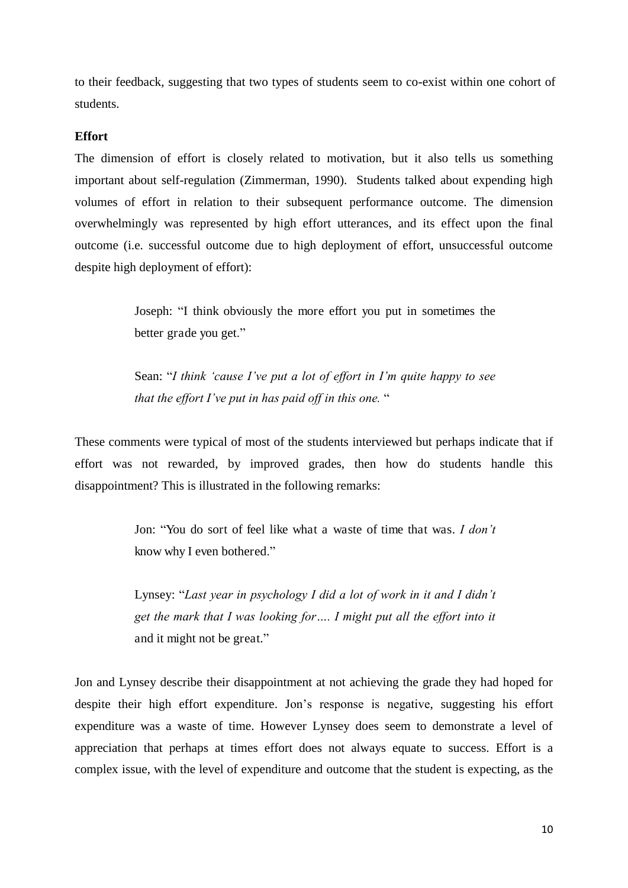to their feedback, suggesting that two types of students seem to co-exist within one cohort of students.

**Effort**

The dimension of effort is closely related to motivation, but it also tells us something important about self-regulation (Zimmerman, 1990). Students talked about expending high volumes of effort in relation to their subsequent performance outcome. The dimension overwhelmingly was represented by high effort utterances, and its effect upon the final outcome (i.e. successful outcome due to high deployment of effort, unsuccessful outcome despite high deployment of effort):

> Joseph: "I think obviously the more effort you put in sometimes the better grade you get."
>
> Sean: "*I think 'cause I've put a lot of effort in I'm quite happy to see that the effort I've put in has paid off in this one.* "

These comments were typical of most of the students interviewed but perhaps indicate that if effort was not rewarded, by improved grades, then how do students handle this disappointment? This is illustrated in the following remarks:

> Jon: "You do sort of feel like what a waste of time that was. *I don't* know why I even bothered."
>
> Lynsey: "*Last year in psychology I did a lot of work in it and I didn't get the mark that I was looking for…. I might put all the effort into it* and it might not be great."

Jon and Lynsey describe their disappointment at not achieving the grade they had hoped for despite their high effort expenditure. Jon's response is negative, suggesting his effort expenditure was a waste of time. However Lynsey does seem to demonstrate a level of appreciation that perhaps at times effort does not always equate to success. Effort is a complex issue, with the level of expenditure and outcome that the student is expecting, as the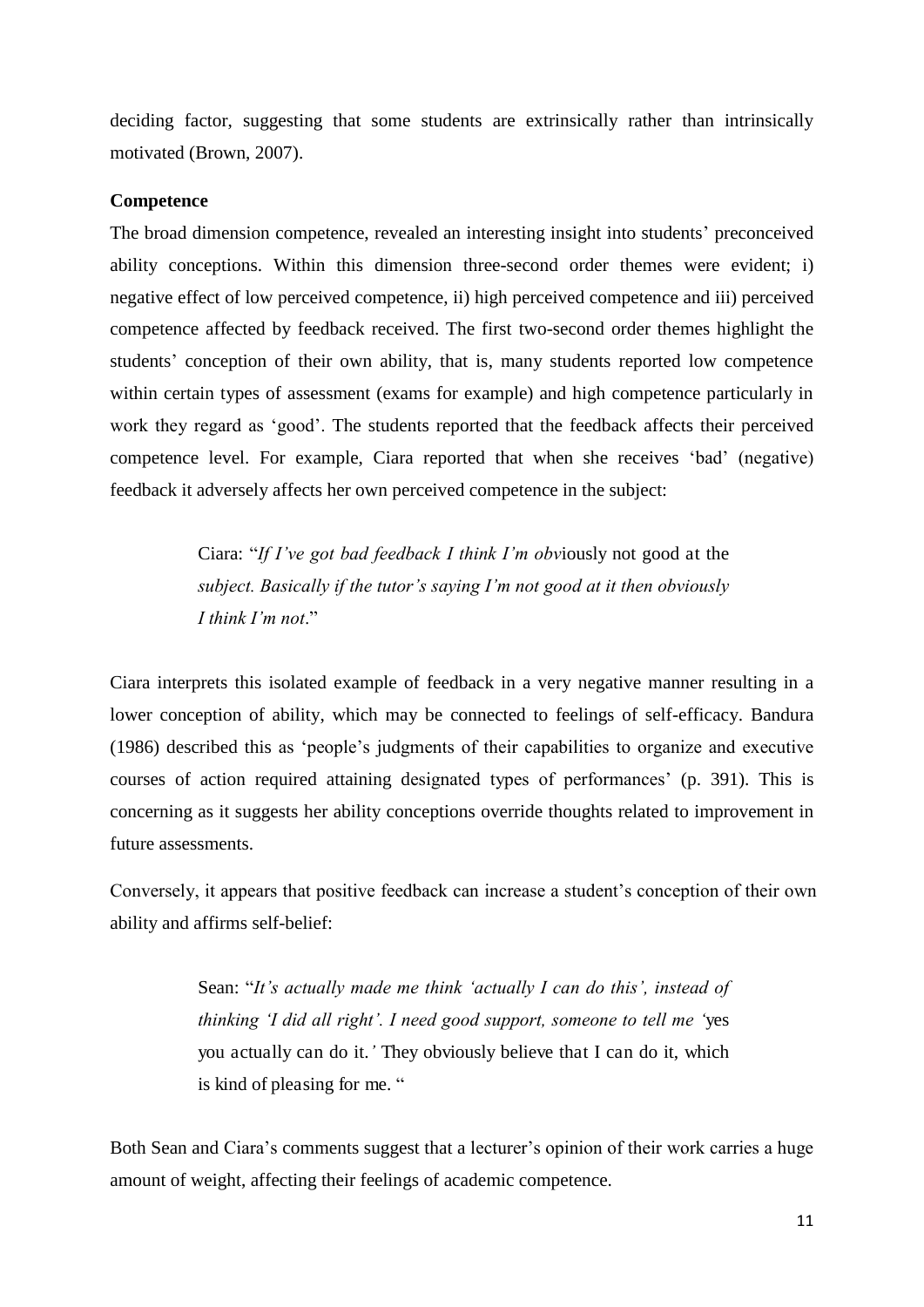deciding factor, suggesting that some students are extrinsically rather than intrinsically motivated (Brown, 2007).

**Competence**

The broad dimension competence, revealed an interesting insight into students' preconceived ability conceptions. Within this dimension three-second order themes were evident; i) negative effect of low perceived competence, ii) high perceived competence and iii) perceived competence affected by feedback received. The first two-second order themes highlight the students' conception of their own ability, that is, many students reported low competence within certain types of assessment (exams for example) and high competence particularly in work they regard as 'good'. The students reported that the feedback affects their perceived competence level. For example, Ciara reported that when she receives 'bad' (negative) feedback it adversely affects her own perceived competence in the subject:

> Ciara: "*If I've got bad feedback I think I'm obv*iously not good at the *subject. Basically if the tutor's saying I'm not good at it then obviously I think I'm not*."

Ciara interprets this isolated example of feedback in a very negative manner resulting in a lower conception of ability, which may be connected to feelings of self-efficacy. Bandura (1986) described this as 'people's judgments of their capabilities to organize and executive courses of action required attaining designated types of performances' (p. 391). This is concerning as it suggests her ability conceptions override thoughts related to improvement in future assessments.

Conversely, it appears that positive feedback can increase a student's conception of their own ability and affirms self-belief:

> Sean: "*It's actually made me think 'actually I can do this', instead of thinking 'I did all right'. I need good support, someone to tell me '*yes you actually can do it.*'* They obviously believe that I can do it, which is kind of pleasing for me. "

Both Sean and Ciara's comments suggest that a lecturer's opinion of their work carries a huge amount of weight, affecting their feelings of academic competence.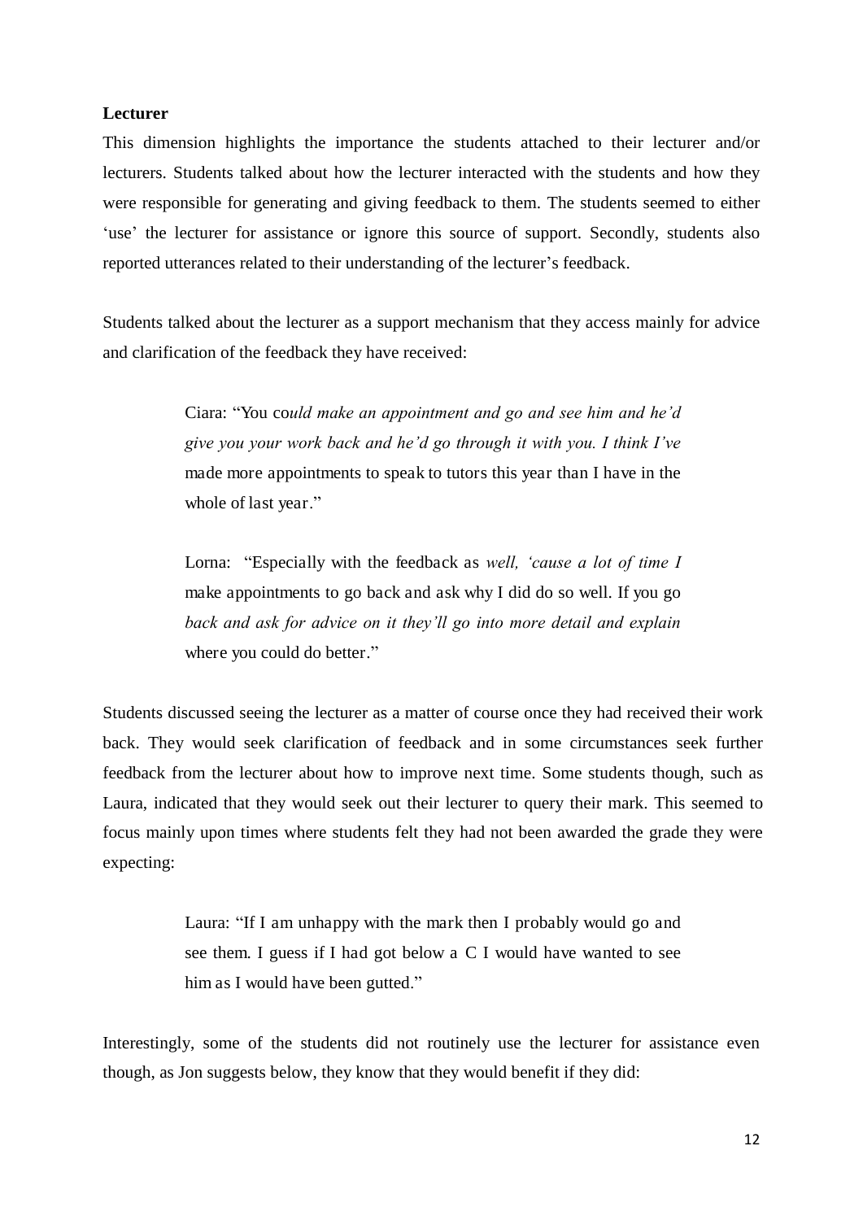**Lecturer**

This dimension highlights the importance the students attached to their lecturer and/or lecturers. Students talked about how the lecturer interacted with the students and how they were responsible for generating and giving feedback to them. The students seemed to either 'use' the lecturer for assistance or ignore this source of support. Secondly, students also reported utterances related to their understanding of the lecturer's feedback.

Students talked about the lecturer as a support mechanism that they access mainly for advice and clarification of the feedback they have received:

> Ciara: "You co*uld make an appointment and go and see him and he'd give you your work back and he'd go through it with you. I think I've* made more appointments to speak to tutors this year than I have in the whole of last year."
>
> Lorna: "Especially with the feedback as *well, 'cause a lot of time I* make appointments to go back and ask why I did do so well. If you go *back and ask for advice on it they'll go into more detail and explain* where you could do better."

Students discussed seeing the lecturer as a matter of course once they had received their work back. They would seek clarification of feedback and in some circumstances seek further feedback from the lecturer about how to improve next time. Some students though, such as Laura, indicated that they would seek out their lecturer to query their mark. This seemed to focus mainly upon times where students felt they had not been awarded the grade they were expecting:

> Laura: "If I am unhappy with the mark then I probably would go and see them. I guess if I had got below a C I would have wanted to see him as I would have been gutted."

Interestingly, some of the students did not routinely use the lecturer for assistance even though, as Jon suggests below, they know that they would benefit if they did: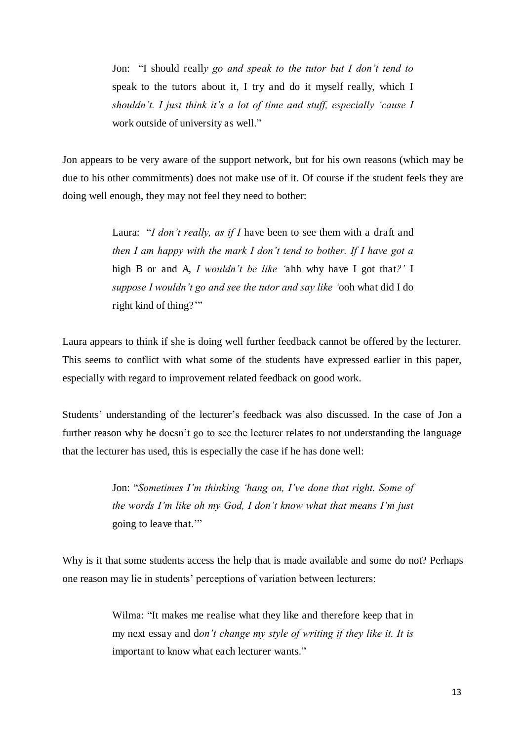> Jon: "I should really go and speak to the tutor but I don't tend to speak to the tutors about it, I try and do it myself really, which I shouldn't. I just think it's a lot of time and stuff, especially 'cause I work outside of university as well."

Jon appears to be very aware of the support network, but for his own reasons (which may be due to his other commitments) does not make use of it. Of course if the student feels they are doing well enough, they may not feel they need to bother:

> Laura: "I don't really, as if I have been to see them with a draft and then I am happy with the mark I don't tend to bother. If I have got a high B or and A, I wouldn't be like 'ahh why have I got that?' I suppose I wouldn't go and see the tutor and say like 'ooh what did I do right kind of thing?'"

Laura appears to think if she is doing well further feedback cannot be offered by the lecturer. This seems to conflict with what some of the students have expressed earlier in this paper, especially with regard to improvement related feedback on good work.

Students' understanding of the lecturer's feedback was also discussed. In the case of Jon a further reason why he doesn't go to see the lecturer relates to not understanding the language that the lecturer has used, this is especially the case if he has done well:

> Jon: "Sometimes I'm thinking 'hang on, I've done that right. Some of the words I'm like oh my God, I don't know what that means I'm just going to leave that.'"

Why is it that some students access the help that is made available and some do not? Perhaps one reason may lie in students' perceptions of variation between lecturers:

> Wilma: "It makes me realise what they like and therefore keep that in my next essay and don't change my style of writing if they like it. It is important to know what each lecturer wants."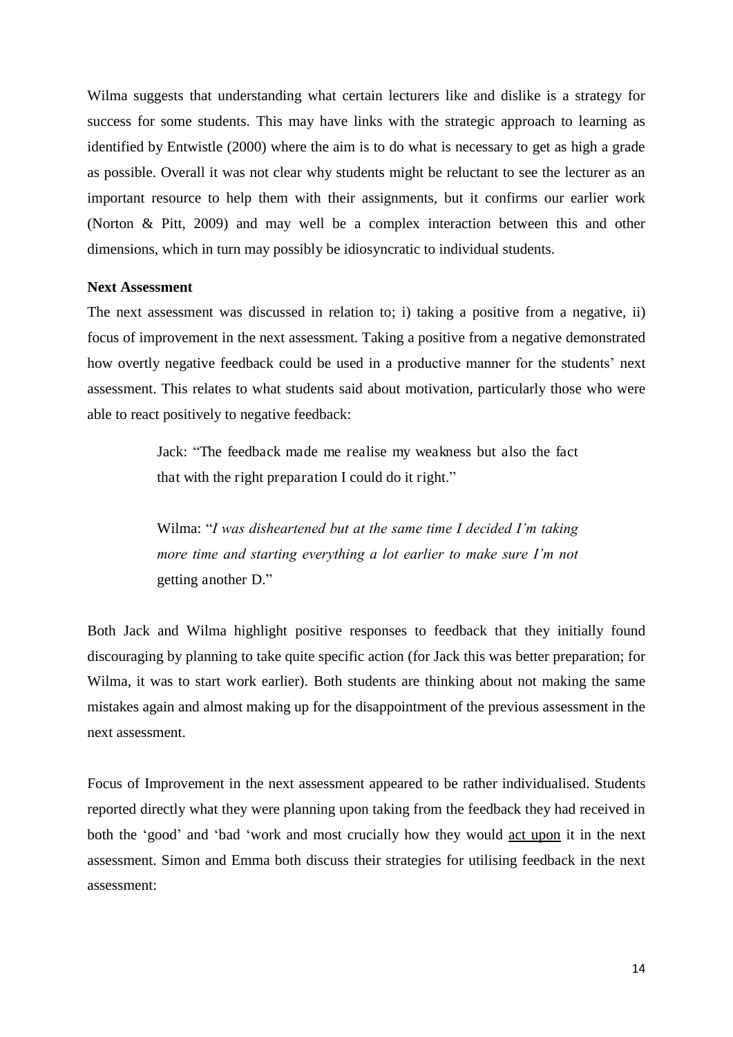Wilma suggests that understanding what certain lecturers like and dislike is a strategy for success for some students. This may have links with the strategic approach to learning as identified by Entwistle (2000) where the aim is to do what is necessary to get as high a grade as possible. Overall it was not clear why students might be reluctant to see the lecturer as an important resource to help them with their assignments, but it confirms our earlier work (Norton & Pitt, 2009) and may well be a complex interaction between this and other dimensions, which in turn may possibly be idiosyncratic to individual students.

**Next Assessment**

The next assessment was discussed in relation to; i) taking a positive from a negative, ii) focus of improvement in the next assessment. Taking a positive from a negative demonstrated how overtly negative feedback could be used in a productive manner for the students' next assessment. This relates to what students said about motivation, particularly those who were able to react positively to negative feedback:

> Jack: "The feedback made me realise my weakness but also the fact that with the right preparation I could do it right."
>
> Wilma: "*I was disheartened but at the same time I decided I'm taking more time and starting everything a lot earlier to make sure I'm not* getting another D."

Both Jack and Wilma highlight positive responses to feedback that they initially found discouraging by planning to take quite specific action (for Jack this was better preparation; for Wilma, it was to start work earlier). Both students are thinking about not making the same mistakes again and almost making up for the disappointment of the previous assessment in the next assessment.

Focus of Improvement in the next assessment appeared to be rather individualised. Students reported directly what they were planning upon taking from the feedback they had received in both the 'good' and 'bad 'work and most crucially how they would <u>act upon</u> it in the next assessment. Simon and Emma both discuss their strategies for utilising feedback in the next assessment: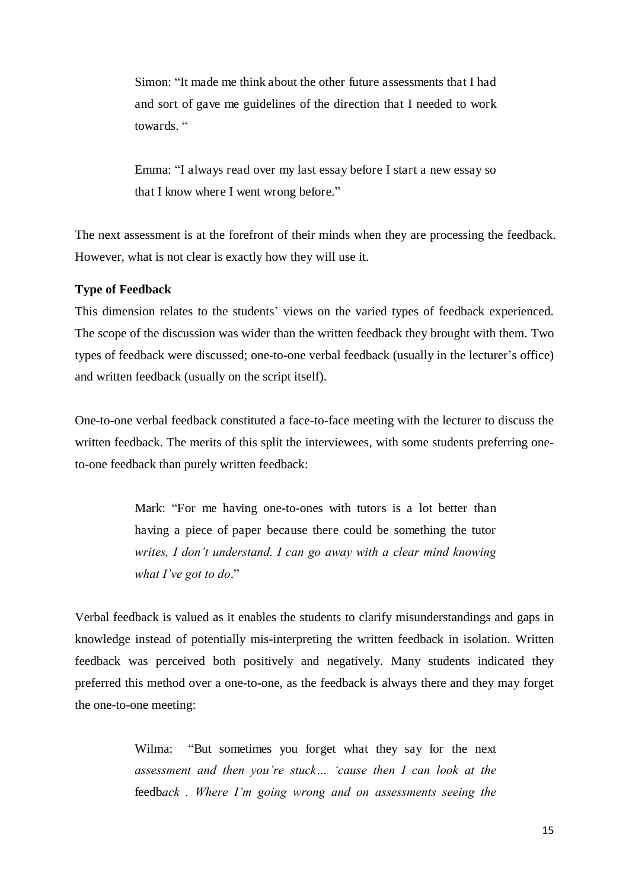> Simon: "It made me think about the other future assessments that I had and sort of gave me guidelines of the direction that I needed to work towards. "

> Emma: "I always read over my last essay before I start a new essay so that I know where I went wrong before."

The next assessment is at the forefront of their minds when they are processing the feedback. However, what is not clear is exactly how they will use it.

**Type of Feedback**

This dimension relates to the students' views on the varied types of feedback experienced. The scope of the discussion was wider than the written feedback they brought with them. Two types of feedback were discussed; one-to-one verbal feedback (usually in the lecturer's office) and written feedback (usually on the script itself).

One-to-one verbal feedback constituted a face-to-face meeting with the lecturer to discuss the written feedback. The merits of this split the interviewees, with some students preferring one-to-one feedback than purely written feedback:

> Mark: "For me having one-to-ones with tutors is a lot better than having a piece of paper because there could be something the tutor *writes, I don't understand. I can go away with a clear mind knowing what I've got to do*."

Verbal feedback is valued as it enables the students to clarify misunderstandings and gaps in knowledge instead of potentially mis-interpreting the written feedback in isolation. Written feedback was perceived both positively and negatively. Many students indicated they preferred this method over a one-to-one, as the feedback is always there and they may forget the one-to-one meeting:

> Wilma: "But sometimes you forget what they say for the next *assessment and then you're stuck… 'cause then I can look at the* feedb*ack . Where I'm going wrong and on assessments seeing the*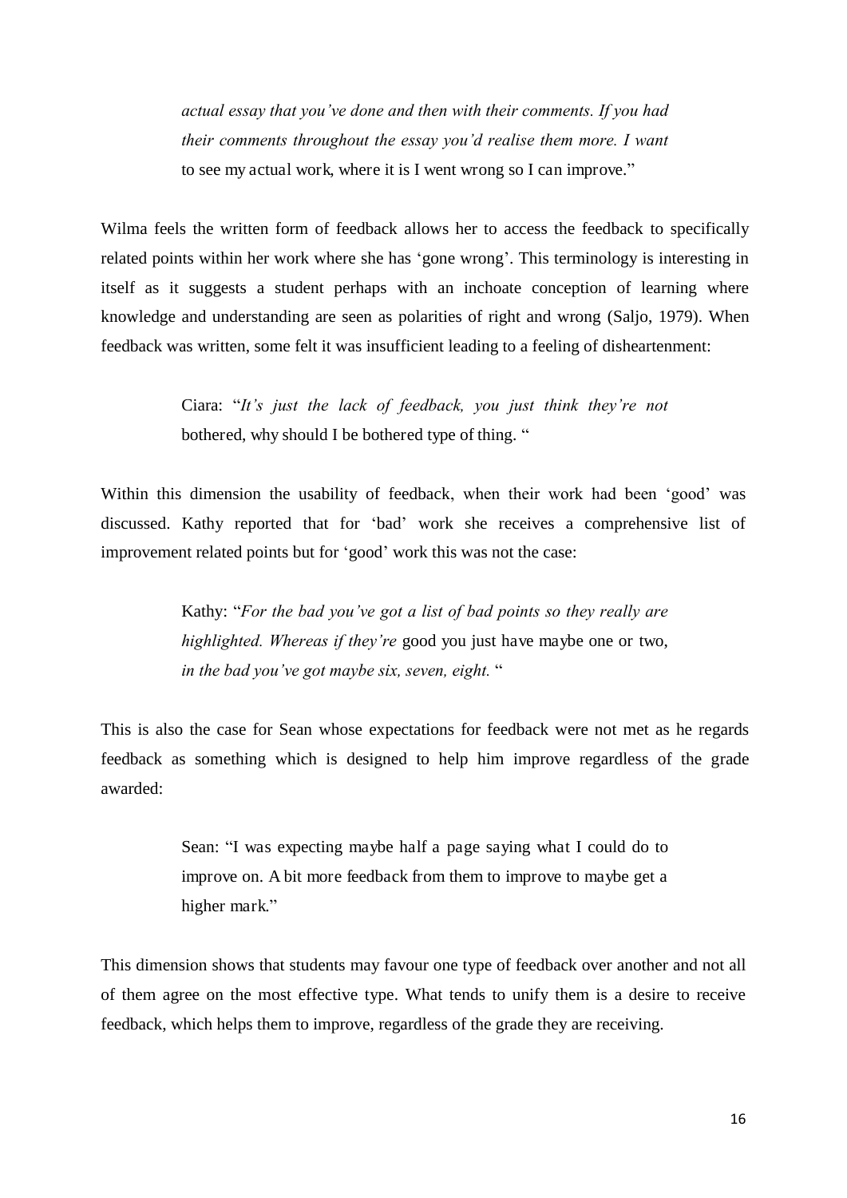> *actual essay that you've done and then with their comments. If you had their comments throughout the essay you'd realise them more. I want* to see my actual work, where it is I went wrong so I can improve."

Wilma feels the written form of feedback allows her to access the feedback to specifically related points within her work where she has 'gone wrong'. This terminology is interesting in itself as it suggests a student perhaps with an inchoate conception of learning where knowledge and understanding are seen as polarities of right and wrong (Saljo, 1979). When feedback was written, some felt it was insufficient leading to a feeling of disheartenment:

> Ciara: "*It's just the lack of feedback, you just think they're not* bothered, why should I be bothered type of thing. "

Within this dimension the usability of feedback, when their work had been 'good' was discussed. Kathy reported that for 'bad' work she receives a comprehensive list of improvement related points but for 'good' work this was not the case:

> Kathy: "*For the bad you've got a list of bad points so they really are highlighted. Whereas if they're* good you just have maybe one or two, *in the bad you've got maybe six, seven, eight.* "

This is also the case for Sean whose expectations for feedback were not met as he regards feedback as something which is designed to help him improve regardless of the grade awarded:

> Sean: "I was expecting maybe half a page saying what I could do to improve on. A bit more feedback from them to improve to maybe get a higher mark."

This dimension shows that students may favour one type of feedback over another and not all of them agree on the most effective type. What tends to unify them is a desire to receive feedback, which helps them to improve, regardless of the grade they are receiving.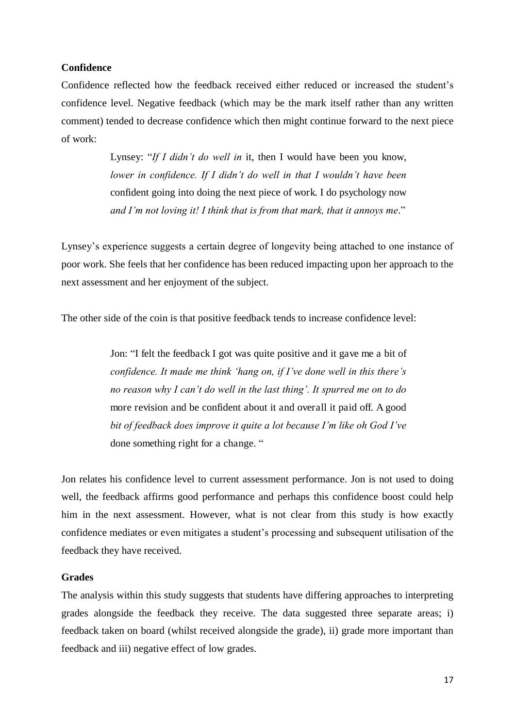**Confidence**

Confidence reflected how the feedback received either reduced or increased the student's confidence level. Negative feedback (which may be the mark itself rather than any written comment) tended to decrease confidence which then might continue forward to the next piece of work:

> Lynsey: "*If I didn't do well in* it, then I would have been you know, *lower in confidence. If I didn't do well in that I wouldn't have been* confident going into doing the next piece of work. I do psychology now *and I'm not loving it! I think that is from that mark, that it annoys me*."

Lynsey's experience suggests a certain degree of longevity being attached to one instance of poor work. She feels that her confidence has been reduced impacting upon her approach to the next assessment and her enjoyment of the subject.

The other side of the coin is that positive feedback tends to increase confidence level:

> Jon: "I felt the feedback I got was quite positive and it gave me a bit of *confidence. It made me think 'hang on, if I've done well in this there's no reason why I can't do well in the last thing'. It spurred me on to do* more revision and be confident about it and overall it paid off. A good *bit of feedback does improve it quite a lot because I'm like oh God I've* done something right for a change. "

Jon relates his confidence level to current assessment performance. Jon is not used to doing well, the feedback affirms good performance and perhaps this confidence boost could help him in the next assessment. However, what is not clear from this study is how exactly confidence mediates or even mitigates a student's processing and subsequent utilisation of the feedback they have received.

**Grades**

The analysis within this study suggests that students have differing approaches to interpreting grades alongside the feedback they receive. The data suggested three separate areas; i) feedback taken on board (whilst received alongside the grade), ii) grade more important than feedback and iii) negative effect of low grades.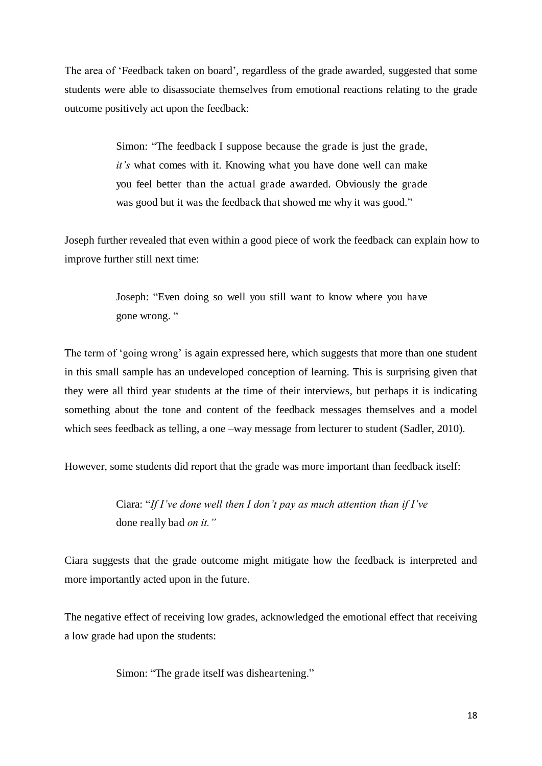The area of 'Feedback taken on board', regardless of the grade awarded, suggested that some students were able to disassociate themselves from emotional reactions relating to the grade outcome positively act upon the feedback:

> Simon: "The feedback I suppose because the grade is just the grade, *it's* what comes with it. Knowing what you have done well can make you feel better than the actual grade awarded. Obviously the grade was good but it was the feedback that showed me why it was good."

Joseph further revealed that even within a good piece of work the feedback can explain how to improve further still next time:

> Joseph: "Even doing so well you still want to know where you have gone wrong. "

The term of 'going wrong' is again expressed here, which suggests that more than one student in this small sample has an undeveloped conception of learning. This is surprising given that they were all third year students at the time of their interviews, but perhaps it is indicating something about the tone and content of the feedback messages themselves and a model which sees feedback as telling, a one –way message from lecturer to student (Sadler, 2010).

However, some students did report that the grade was more important than feedback itself:

> Ciara: "*If I've done well then I don't pay as much attention than if I've* done really bad *on it."*

Ciara suggests that the grade outcome might mitigate how the feedback is interpreted and more importantly acted upon in the future.

The negative effect of receiving low grades, acknowledged the emotional effect that receiving a low grade had upon the students:

> Simon: "The grade itself was disheartening."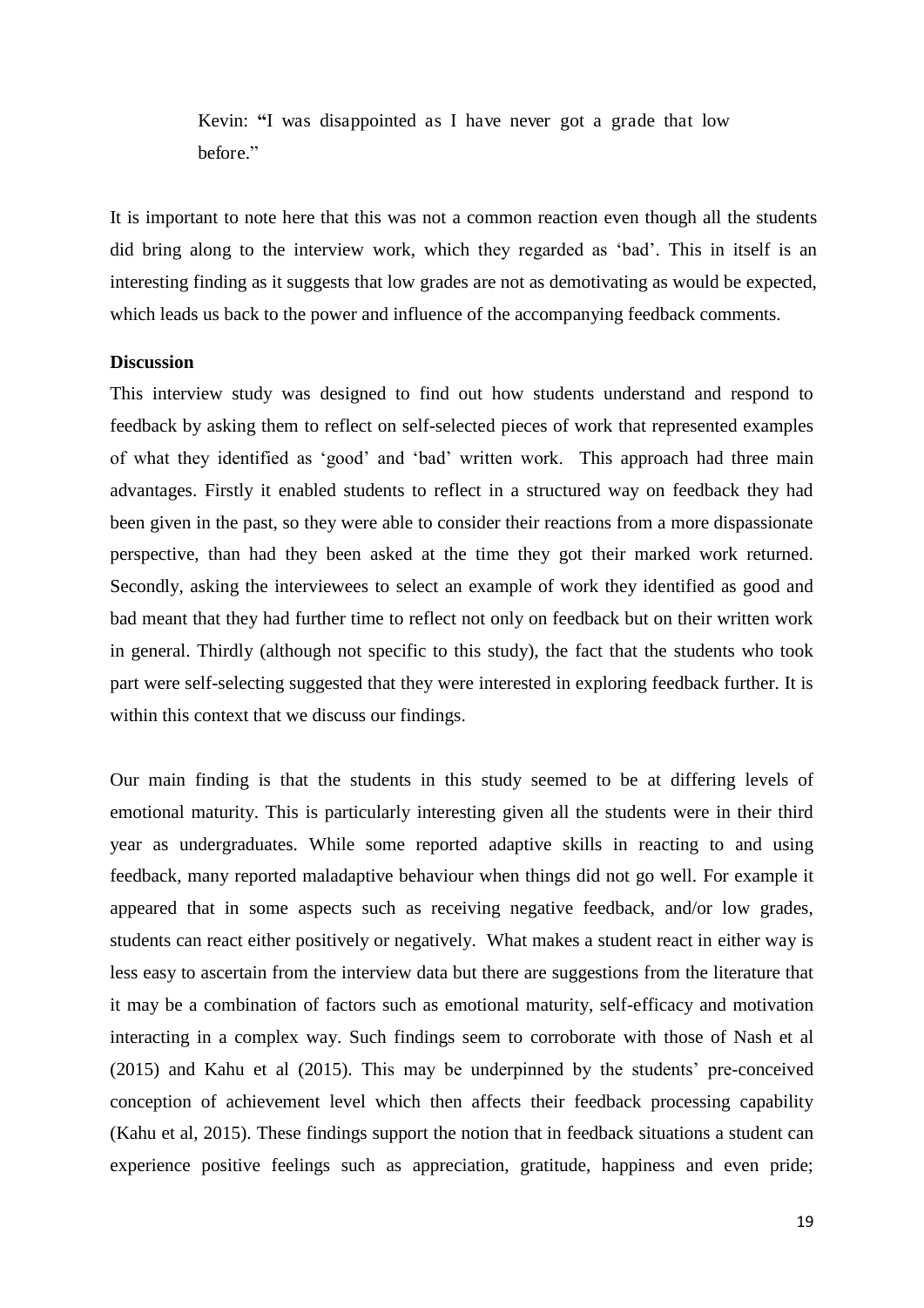> Kevin: **"**I was disappointed as I have never got a grade that low before."

It is important to note here that this was not a common reaction even though all the students did bring along to the interview work, which they regarded as 'bad'. This in itself is an interesting finding as it suggests that low grades are not as demotivating as would be expected, which leads us back to the power and influence of the accompanying feedback comments.

**Discussion**

This interview study was designed to find out how students understand and respond to feedback by asking them to reflect on self-selected pieces of work that represented examples of what they identified as 'good' and 'bad' written work. This approach had three main advantages. Firstly it enabled students to reflect in a structured way on feedback they had been given in the past, so they were able to consider their reactions from a more dispassionate perspective, than had they been asked at the time they got their marked work returned. Secondly, asking the interviewees to select an example of work they identified as good and bad meant that they had further time to reflect not only on feedback but on their written work in general. Thirdly (although not specific to this study), the fact that the students who took part were self-selecting suggested that they were interested in exploring feedback further. It is within this context that we discuss our findings.

Our main finding is that the students in this study seemed to be at differing levels of emotional maturity. This is particularly interesting given all the students were in their third year as undergraduates. While some reported adaptive skills in reacting to and using feedback, many reported maladaptive behaviour when things did not go well. For example it appeared that in some aspects such as receiving negative feedback, and/or low grades, students can react either positively or negatively. What makes a student react in either way is less easy to ascertain from the interview data but there are suggestions from the literature that it may be a combination of factors such as emotional maturity, self-efficacy and motivation interacting in a complex way. Such findings seem to corroborate with those of Nash et al (2015) and Kahu et al (2015). This may be underpinned by the students' pre-conceived conception of achievement level which then affects their feedback processing capability (Kahu et al, 2015). These findings support the notion that in feedback situations a student can experience positive feelings such as appreciation, gratitude, happiness and even pride;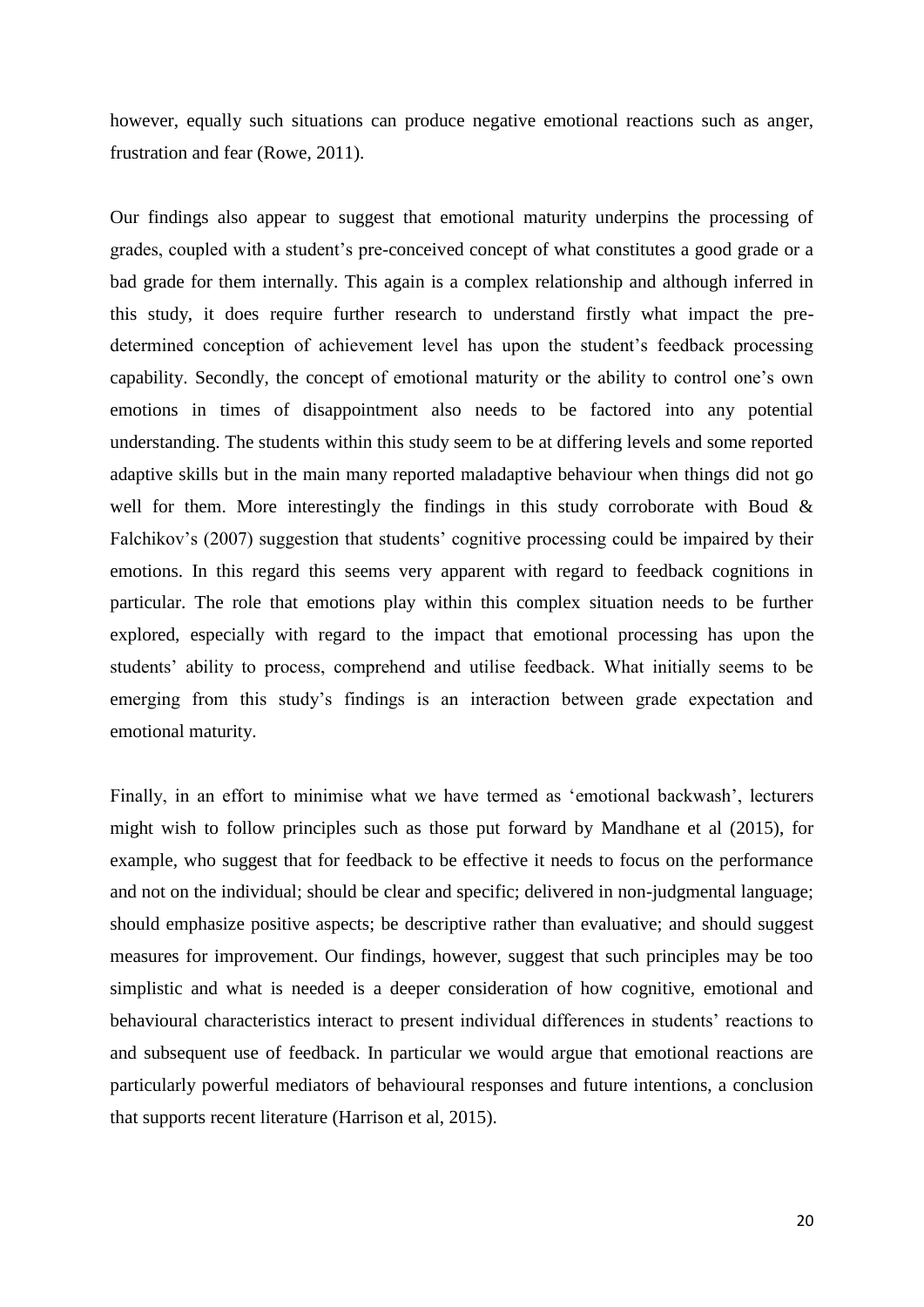however, equally such situations can produce negative emotional reactions such as anger, frustration and fear (Rowe, 2011).

Our findings also appear to suggest that emotional maturity underpins the processing of grades, coupled with a student's pre-conceived concept of what constitutes a good grade or a bad grade for them internally. This again is a complex relationship and although inferred in this study, it does require further research to understand firstly what impact the pre-determined conception of achievement level has upon the student's feedback processing capability. Secondly, the concept of emotional maturity or the ability to control one's own emotions in times of disappointment also needs to be factored into any potential understanding. The students within this study seem to be at differing levels and some reported adaptive skills but in the main many reported maladaptive behaviour when things did not go well for them. More interestingly the findings in this study corroborate with Boud & Falchikov's (2007) suggestion that students' cognitive processing could be impaired by their emotions. In this regard this seems very apparent with regard to feedback cognitions in particular. The role that emotions play within this complex situation needs to be further explored, especially with regard to the impact that emotional processing has upon the students' ability to process, comprehend and utilise feedback. What initially seems to be emerging from this study's findings is an interaction between grade expectation and emotional maturity.

Finally, in an effort to minimise what we have termed as 'emotional backwash', lecturers might wish to follow principles such as those put forward by Mandhane et al (2015), for example, who suggest that for feedback to be effective it needs to focus on the performance and not on the individual; should be clear and specific; delivered in non-judgmental language; should emphasize positive aspects; be descriptive rather than evaluative; and should suggest measures for improvement. Our findings, however, suggest that such principles may be too simplistic and what is needed is a deeper consideration of how cognitive, emotional and behavioural characteristics interact to present individual differences in students' reactions to and subsequent use of feedback. In particular we would argue that emotional reactions are particularly powerful mediators of behavioural responses and future intentions, a conclusion that supports recent literature (Harrison et al, 2015).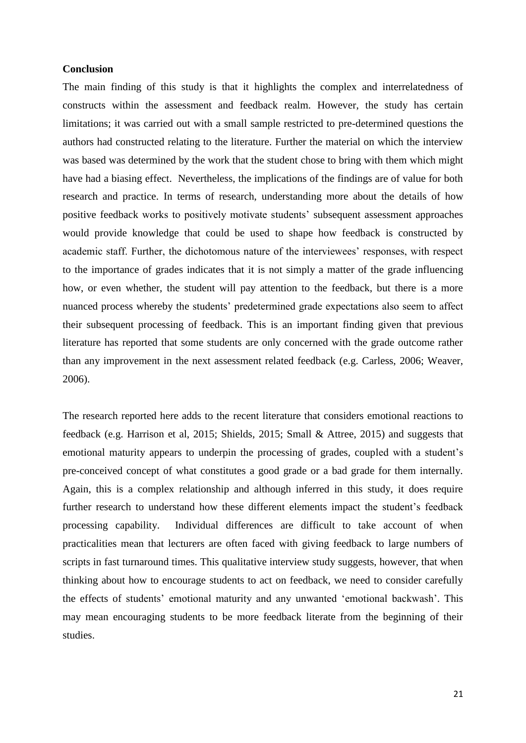**Conclusion**

The main finding of this study is that it highlights the complex and interrelatedness of constructs within the assessment and feedback realm. However, the study has certain limitations; it was carried out with a small sample restricted to pre-determined questions the authors had constructed relating to the literature. Further the material on which the interview was based was determined by the work that the student chose to bring with them which might have had a biasing effect. Nevertheless, the implications of the findings are of value for both research and practice. In terms of research, understanding more about the details of how positive feedback works to positively motivate students' subsequent assessment approaches would provide knowledge that could be used to shape how feedback is constructed by academic staff. Further, the dichotomous nature of the interviewees' responses, with respect to the importance of grades indicates that it is not simply a matter of the grade influencing how, or even whether, the student will pay attention to the feedback, but there is a more nuanced process whereby the students' predetermined grade expectations also seem to affect their subsequent processing of feedback. This is an important finding given that previous literature has reported that some students are only concerned with the grade outcome rather than any improvement in the next assessment related feedback (e.g. Carless, 2006; Weaver, 2006).

The research reported here adds to the recent literature that considers emotional reactions to feedback (e.g. Harrison et al, 2015; Shields, 2015; Small & Attree, 2015) and suggests that emotional maturity appears to underpin the processing of grades, coupled with a student's pre-conceived concept of what constitutes a good grade or a bad grade for them internally. Again, this is a complex relationship and although inferred in this study, it does require further research to understand how these different elements impact the student's feedback processing capability. Individual differences are difficult to take account of when practicalities mean that lecturers are often faced with giving feedback to large numbers of scripts in fast turnaround times. This qualitative interview study suggests, however, that when thinking about how to encourage students to act on feedback, we need to consider carefully the effects of students' emotional maturity and any unwanted 'emotional backwash'. This may mean encouraging students to be more feedback literate from the beginning of their studies.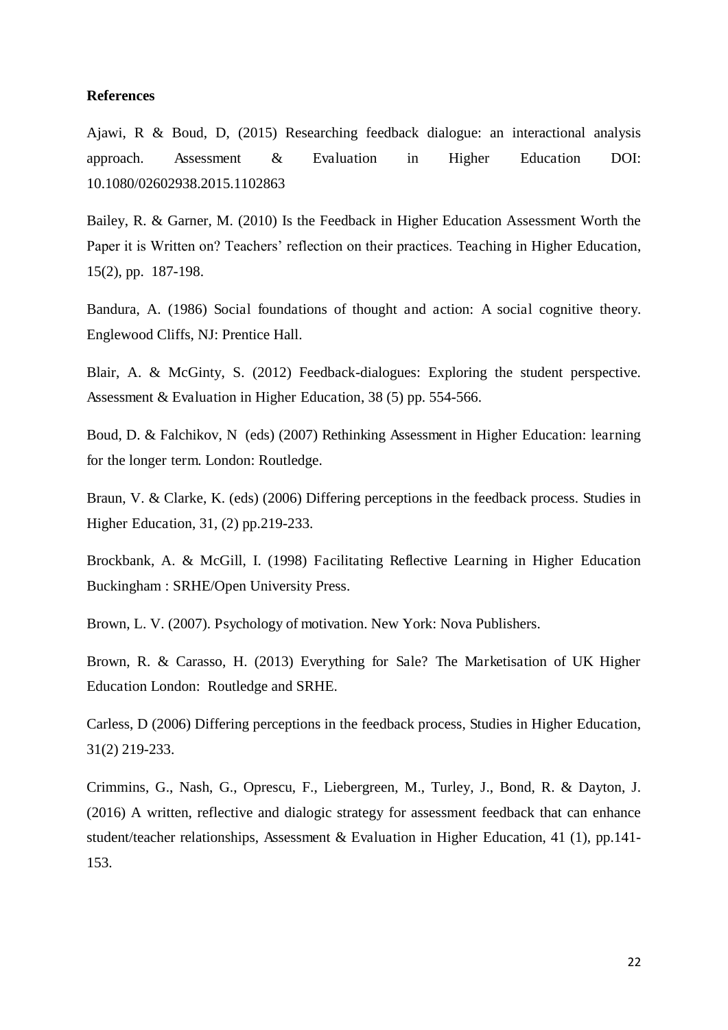**References**

Ajawi, R & Boud, D, (2015) Researching feedback dialogue: an interactional analysis approach. Assessment & Evaluation in Higher Education DOI: 10.1080/02602938.2015.1102863

Bailey, R. & Garner, M. (2010) Is the Feedback in Higher Education Assessment Worth the Paper it is Written on? Teachers' reflection on their practices. Teaching in Higher Education, 15(2), pp. 187-198.

Bandura, A. (1986) Social foundations of thought and action: A social cognitive theory. Englewood Cliffs, NJ: Prentice Hall.

Blair, A. & McGinty, S. (2012) Feedback-dialogues: Exploring the student perspective. Assessment & Evaluation in Higher Education, 38 (5) pp. 554-566.

Boud, D. & Falchikov, N (eds) (2007) Rethinking Assessment in Higher Education: learning for the longer term. London: Routledge.

Braun, V. & Clarke, K. (eds) (2006) Differing perceptions in the feedback process. Studies in Higher Education, 31, (2) pp.219-233.

Brockbank, A. & McGill, I. (1998) Facilitating Reflective Learning in Higher Education Buckingham : SRHE/Open University Press.

Brown, L. V. (2007). Psychology of motivation. New York: Nova Publishers.

Brown, R. & Carasso, H. (2013) Everything for Sale? The Marketisation of UK Higher Education London: Routledge and SRHE.

Carless, D (2006) Differing perceptions in the feedback process, Studies in Higher Education, 31(2) 219-233.

Crimmins, G., Nash, G., Oprescu, F., Liebergreen, M., Turley, J., Bond, R. & Dayton, J. (2016) A written, reflective and dialogic strategy for assessment feedback that can enhance student/teacher relationships, Assessment & Evaluation in Higher Education, 41 (1), pp.141-153.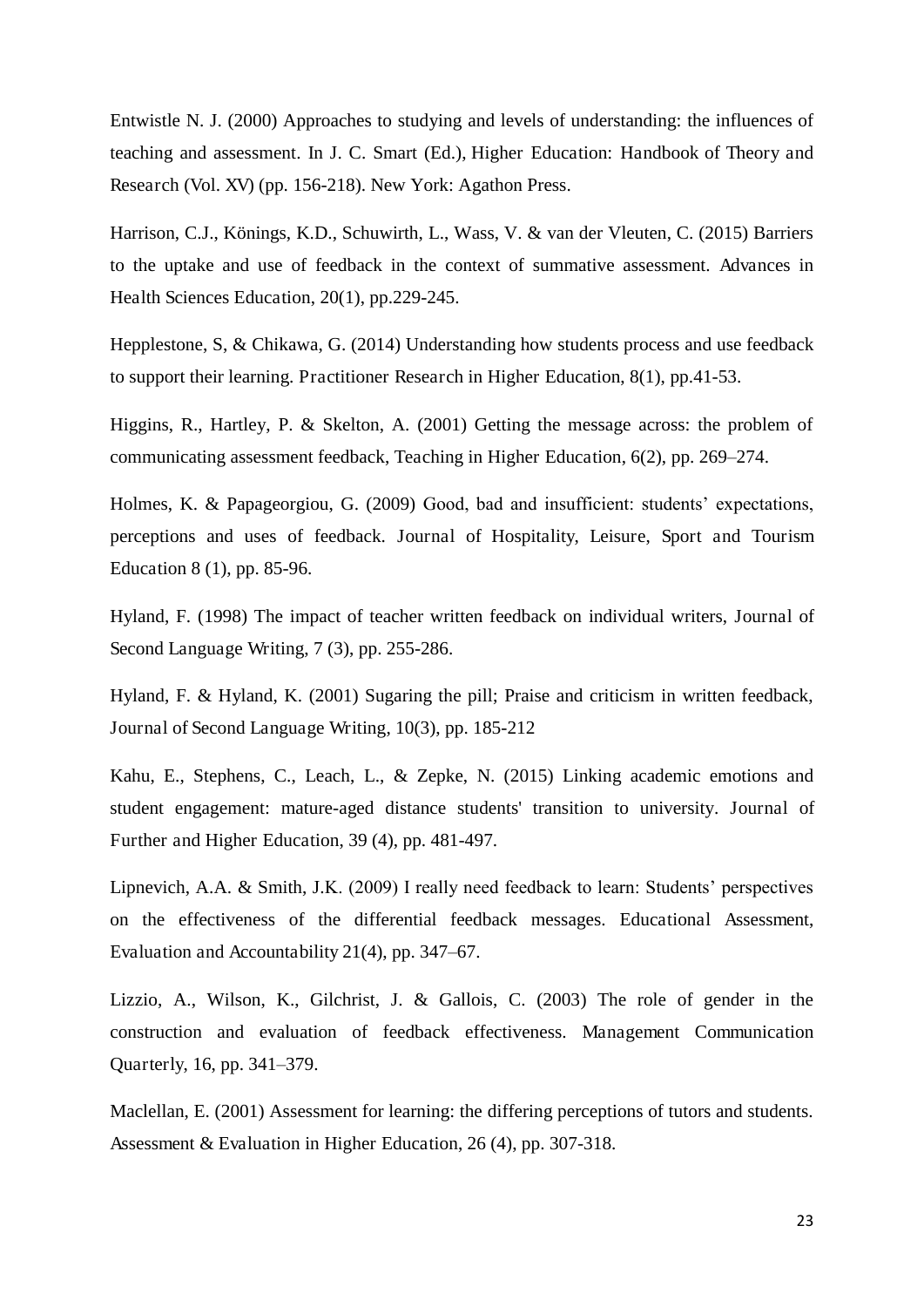Entwistle N. J. (2000) Approaches to studying and levels of understanding: the influences of teaching and assessment. In J. C. Smart (Ed.), Higher Education: Handbook of Theory and Research (Vol. XV) (pp. 156-218). New York: Agathon Press.

Harrison, C.J., Könings, K.D., Schuwirth, L., Wass, V. & van der Vleuten, C. (2015) Barriers to the uptake and use of feedback in the context of summative assessment. Advances in Health Sciences Education, 20(1), pp.229-245.

Hepplestone, S, & Chikawa, G. (2014) Understanding how students process and use feedback to support their learning. Practitioner Research in Higher Education, 8(1), pp.41-53.

Higgins, R., Hartley, P. & Skelton, A. (2001) Getting the message across: the problem of communicating assessment feedback, Teaching in Higher Education, 6(2), pp. 269–274.

Holmes, K. & Papageorgiou, G. (2009) Good, bad and insufficient: students' expectations, perceptions and uses of feedback. Journal of Hospitality, Leisure, Sport and Tourism Education 8 (1), pp. 85-96.

Hyland, F. (1998) The impact of teacher written feedback on individual writers, Journal of Second Language Writing, 7 (3), pp. 255-286.

Hyland, F. & Hyland, K. (2001) Sugaring the pill; Praise and criticism in written feedback, Journal of Second Language Writing, 10(3), pp. 185-212

Kahu, E., Stephens, C., Leach, L., & Zepke, N. (2015) Linking academic emotions and student engagement: mature-aged distance students' transition to university. Journal of Further and Higher Education, 39 (4), pp. 481-497.

Lipnevich, A.A. & Smith, J.K. (2009) I really need feedback to learn: Students' perspectives on the effectiveness of the differential feedback messages. Educational Assessment, Evaluation and Accountability 21(4), pp. 347–67.

Lizzio, A., Wilson, K., Gilchrist, J. & Gallois, C. (2003) The role of gender in the construction and evaluation of feedback effectiveness. Management Communication Quarterly, 16, pp. 341–379.

Maclellan, E. (2001) Assessment for learning: the differing perceptions of tutors and students. Assessment & Evaluation in Higher Education, 26 (4), pp. 307-318.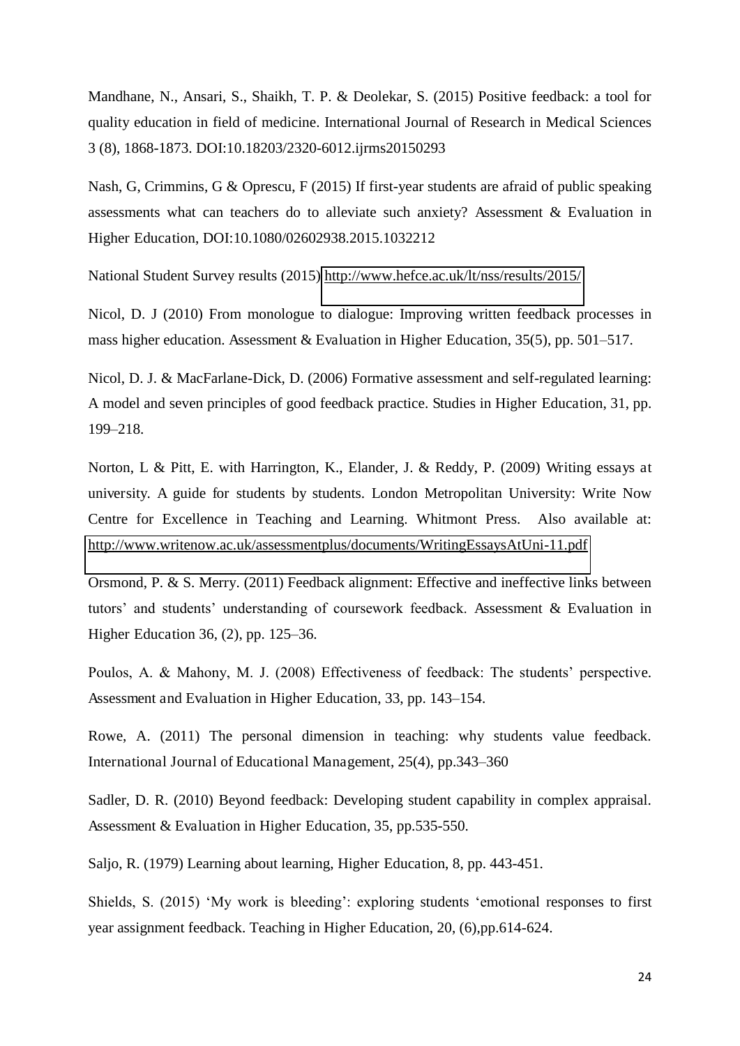Mandhane, N., Ansari, S., Shaikh, T. P. & Deolekar, S. (2015) Positive feedback: a tool for quality education in field of medicine. International Journal of Research in Medical Sciences 3 (8), 1868-1873. DOI:10.18203/2320-6012.ijrms20150293

Nash, G, Crimmins, G & Oprescu, F (2015) If first-year students are afraid of public speaking assessments what can teachers do to alleviate such anxiety? Assessment & Evaluation in Higher Education, DOI:10.1080/02602938.2015.1032212

National Student Survey results (2015) http://www.hefce.ac.uk/lt/nss/results/2015/

Nicol, D. J (2010) From monologue to dialogue: Improving written feedback processes in mass higher education. Assessment & Evaluation in Higher Education, 35(5), pp. 501–517.

Nicol, D. J. & MacFarlane-Dick, D. (2006) Formative assessment and self-regulated learning: A model and seven principles of good feedback practice. Studies in Higher Education, 31, pp. 199–218.

Norton, L & Pitt, E. with Harrington, K., Elander, J. & Reddy, P. (2009) Writing essays at university. A guide for students by students. London Metropolitan University: Write Now Centre for Excellence in Teaching and Learning. Whitmont Press. Also available at: http://www.writenow.ac.uk/assessmentplus/documents/WritingEssaysAtUni-11.pdf

Orsmond, P. & S. Merry. (2011) Feedback alignment: Effective and ineffective links between tutors' and students' understanding of coursework feedback. Assessment & Evaluation in Higher Education 36, (2), pp. 125–36.

Poulos, A. & Mahony, M. J. (2008) Effectiveness of feedback: The students' perspective. Assessment and Evaluation in Higher Education, 33, pp. 143–154.

Rowe, A. (2011) The personal dimension in teaching: why students value feedback. International Journal of Educational Management, 25(4), pp.343–360

Sadler, D. R. (2010) Beyond feedback: Developing student capability in complex appraisal. Assessment & Evaluation in Higher Education, 35, pp.535-550.

Saljo, R. (1979) Learning about learning, Higher Education, 8, pp. 443-451.

Shields, S. (2015) 'My work is bleeding': exploring students 'emotional responses to first year assignment feedback. Teaching in Higher Education, 20, (6),pp.614-624.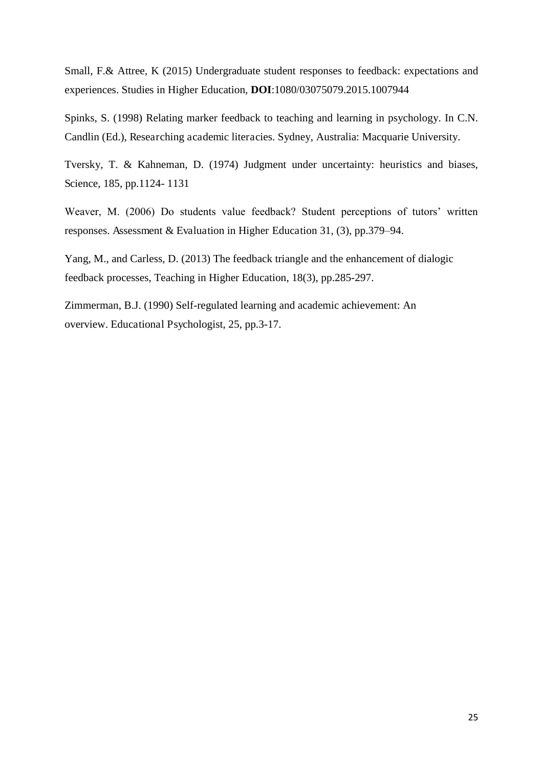Small, F.& Attree, K (2015) Undergraduate student responses to feedback: expectations and experiences. Studies in Higher Education, **DOI**:1080/03075079.2015.1007944

Spinks, S. (1998) Relating marker feedback to teaching and learning in psychology. In C.N. Candlin (Ed.), Researching academic literacies. Sydney, Australia: Macquarie University.

Tversky, T. & Kahneman, D. (1974) Judgment under uncertainty: heuristics and biases, Science, 185, pp.1124- 1131

Weaver, M. (2006) Do students value feedback? Student perceptions of tutors' written responses. Assessment & Evaluation in Higher Education 31, (3), pp.379–94.

Yang, M., and Carless, D. (2013) The feedback triangle and the enhancement of dialogic feedback processes, Teaching in Higher Education, 18(3), pp.285-297.

Zimmerman, B.J. (1990) Self-regulated learning and academic achievement: An overview. Educational Psychologist, 25, pp.3-17.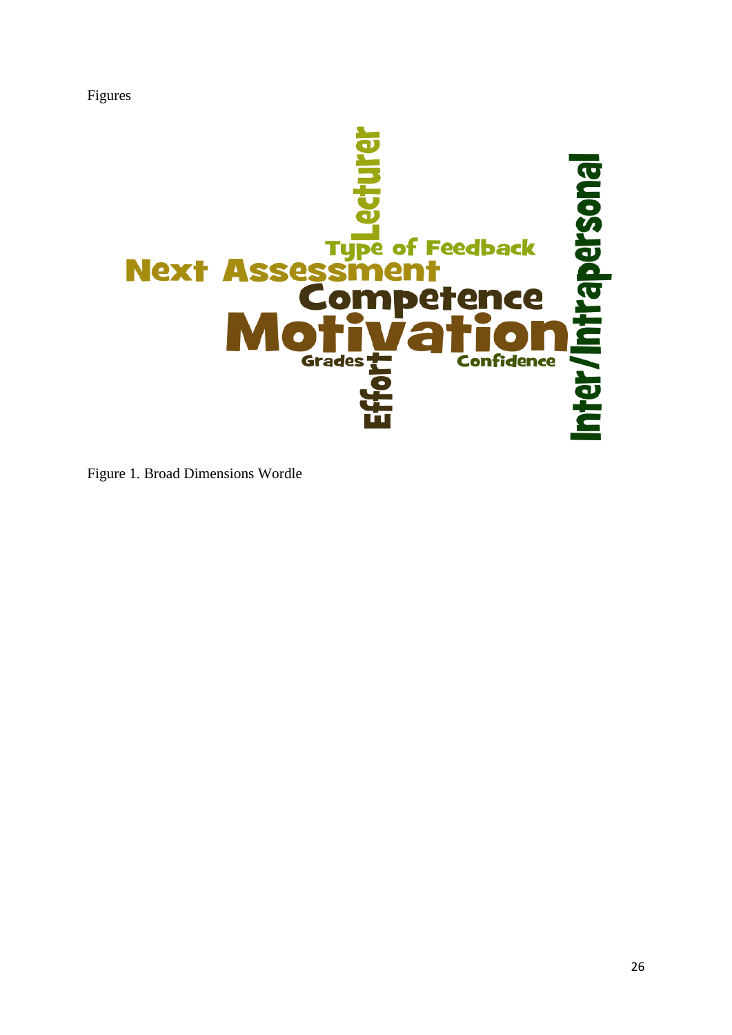Figures

Lecturer

Type of Feedback

Next Assessment

Competence

Motivation

Grades

Effort

Confidence

Inter/Intrapersonal

Figure 1. Broad Dimensions Wordle